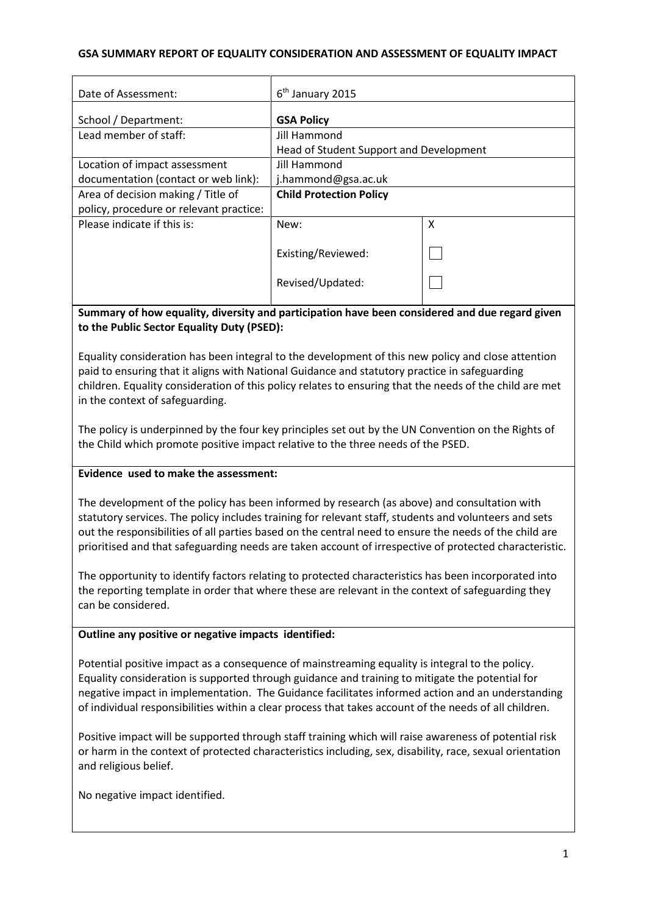**GSA SUMMARY REPORT OF EQUALITY CONSIDERATION AND ASSESSMENT OF EQUALITY IMPACT**

| | | |
|---|---|---|
| Date of Assessment: | 6th January 2015 | |
| School / Department: | **GSA Policy** | |
| Lead member of staff: | Jill Hammond<br>Head of Student Support and Development | |
| Location of impact assessment documentation (contact or web link): | Jill Hammond<br>j.hammond@gsa.ac.uk | |
| Area of decision making / Title of policy, procedure or relevant practice: | **Child Protection Policy** | |
| Please indicate if this is: | New: | X |
| | Existing/Reviewed: | ☐ |
| | Revised/Updated: | ☐ |

**Summary of how equality, diversity and participation have been considered and due regard given to the Public Sector Equality Duty (PSED):**

Equality consideration has been integral to the development of this new policy and close attention paid to ensuring that it aligns with National Guidance and statutory practice in safeguarding children. Equality consideration of this policy relates to ensuring that the needs of the child are met in the context of safeguarding.

The policy is underpinned by the four key principles set out by the UN Convention on the Rights of the Child which promote positive impact relative to the three needs of the PSED.

**Evidence used to make the assessment:**

The development of the policy has been informed by research (as above) and consultation with statutory services. The policy includes training for relevant staff, students and volunteers and sets out the responsibilities of all parties based on the central need to ensure the needs of the child are prioritised and that safeguarding needs are taken account of irrespective of protected characteristic.

The opportunity to identify factors relating to protected characteristics has been incorporated into the reporting template in order that where these are relevant in the context of safeguarding they can be considered.

**Outline any positive or negative impacts identified:**

Potential positive impact as a consequence of mainstreaming equality is integral to the policy. Equality consideration is supported through guidance and training to mitigate the potential for negative impact in implementation. The Guidance facilitates informed action and an understanding of individual responsibilities within a clear process that takes account of the needs of all children.

Positive impact will be supported through staff training which will raise awareness of potential risk or harm in the context of protected characteristics including, sex, disability, race, sexual orientation and religious belief.

No negative impact identified.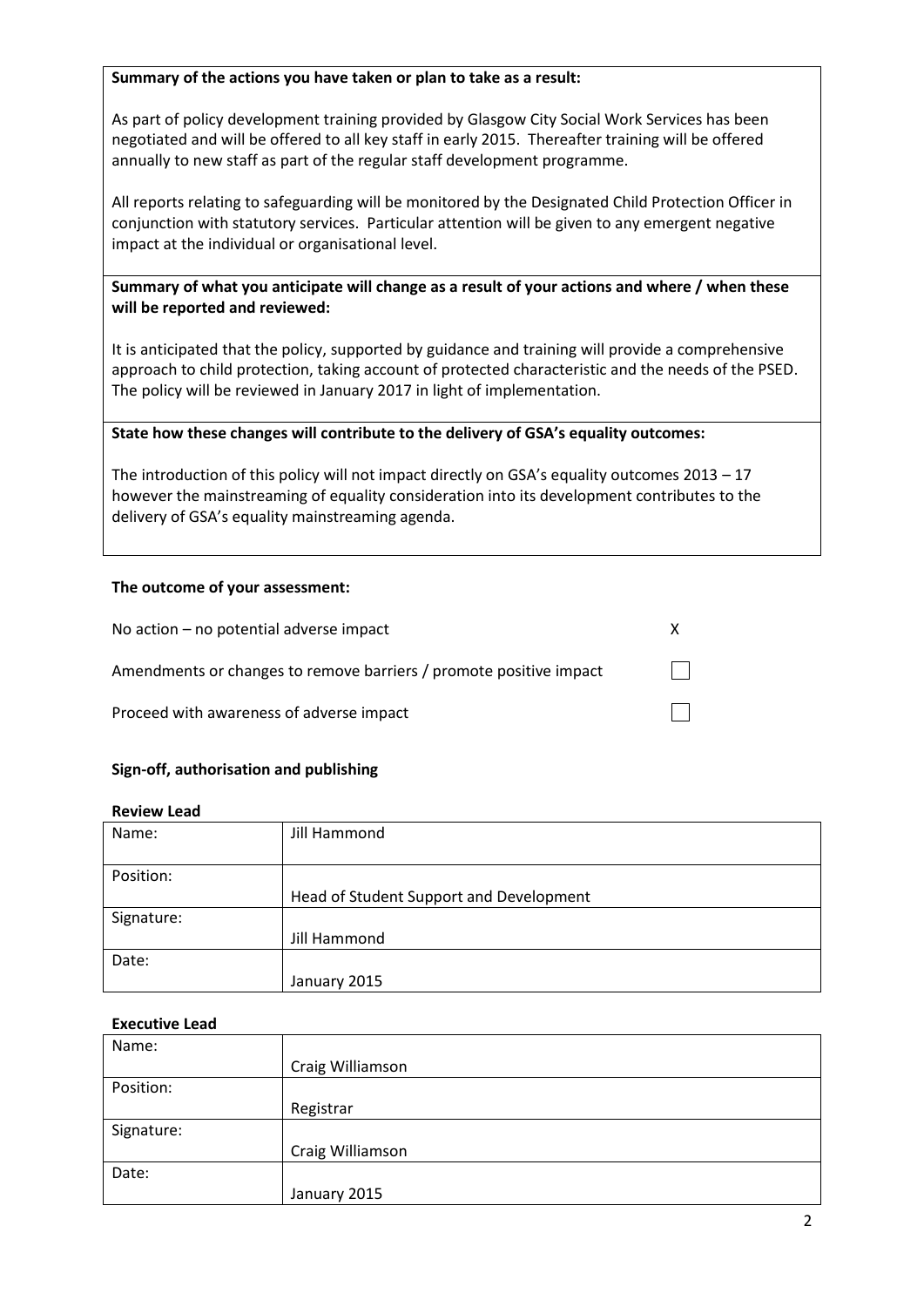**Summary of the actions you have taken or plan to take as a result:**

As part of policy development training provided by Glasgow City Social Work Services has been negotiated and will be offered to all key staff in early 2015. Thereafter training will be offered annually to new staff as part of the regular staff development programme.

All reports relating to safeguarding will be monitored by the Designated Child Protection Officer in conjunction with statutory services. Particular attention will be given to any emergent negative impact at the individual or organisational level.

**Summary of what you anticipate will change as a result of your actions and where / when these will be reported and reviewed:**

It is anticipated that the policy, supported by guidance and training will provide a comprehensive approach to child protection, taking account of protected characteristic and the needs of the PSED. The policy will be reviewed in January 2017 in light of implementation.

**State how these changes will contribute to the delivery of GSA's equality outcomes:**

The introduction of this policy will not impact directly on GSA's equality outcomes 2013 – 17 however the mainstreaming of equality consideration into its development contributes to the delivery of GSA's equality mainstreaming agenda.

**The outcome of your assessment:**

| | |
|---|---|
| No action – no potential adverse impact | X |
| Amendments or changes to remove barriers / promote positive impact | ☐ |
| Proceed with awareness of adverse impact | ☐ |

**Sign-off, authorisation and publishing**

**Review Lead**

| | |
|---|---|
| Name: | Jill Hammond |
| Position: | Head of Student Support and Development |
| Signature: | Jill Hammond |
| Date: | January 2015 |

**Executive Lead**

| | |
|---|---|
| Name: | Craig Williamson |
| Position: | Registrar |
| Signature: | Craig Williamson |
| Date: | January 2015 |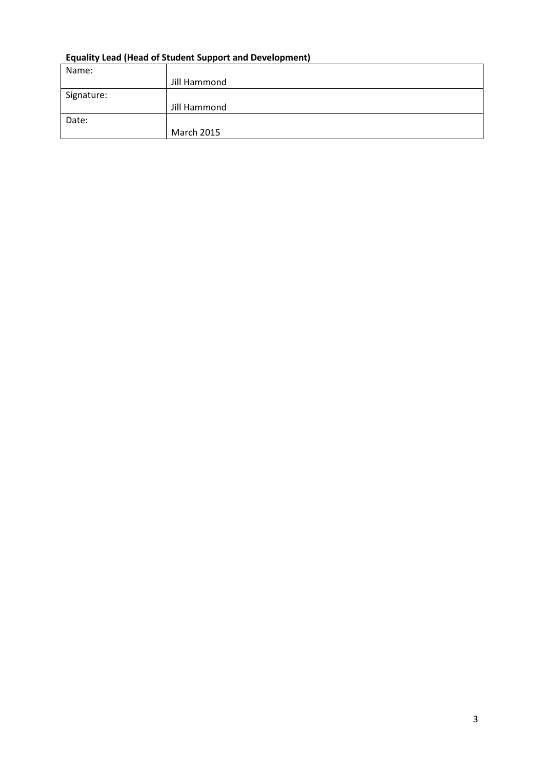**Equality Lead (Head of Student Support and Development)**

| | |
|---|---|
| Name: | Jill Hammond |
| Signature: | Jill Hammond |
| Date: | March 2015 |